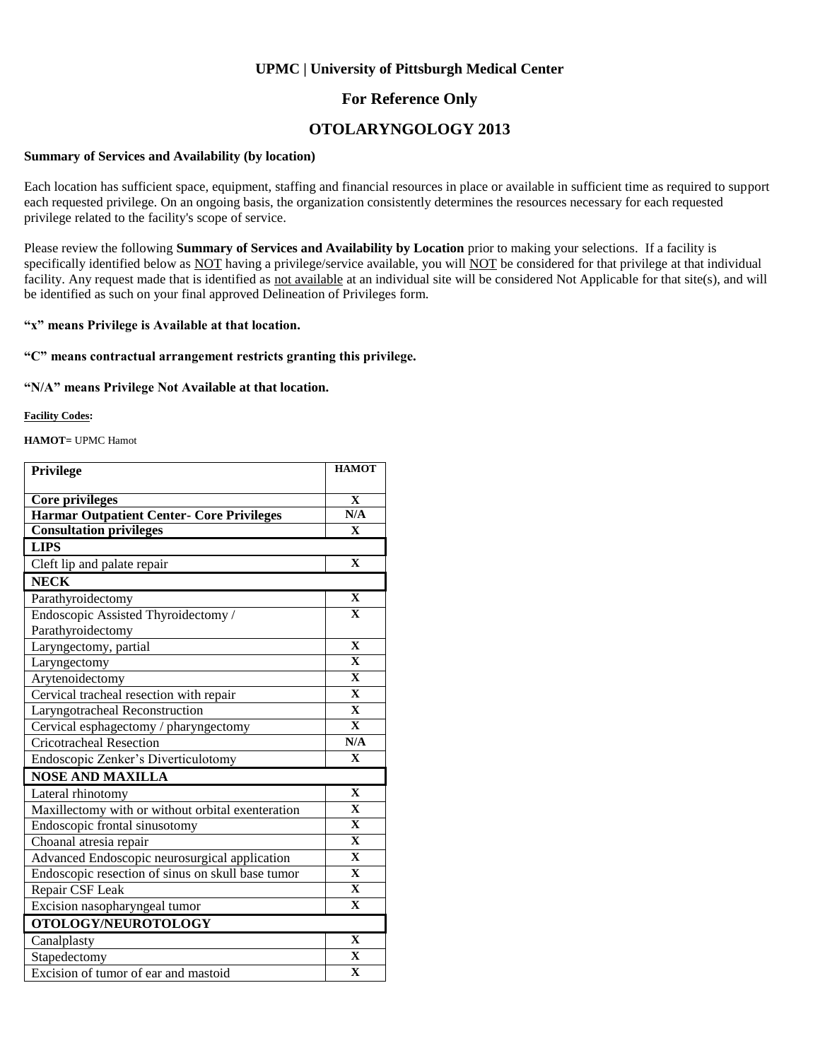**UPMC | University of Pittsburgh Medical Center**

## For Reference Only

## OTOLARYNGOLOGY 2013

**Summary of Services and Availability (by location)**

Each location has sufficient space, equipment, staffing and financial resources in place or available in sufficient time as required to support each requested privilege. On an ongoing basis, the organization consistently determines the resources necessary for each requested privilege related to the facility's scope of service.

Please review the following **Summary of Services and Availability by Location** prior to making your selections. If a facility is specifically identified below as NOT having a privilege/service available, you will NOT be considered for that privilege at that individual facility. Any request made that is identified as not available at an individual site will be considered Not Applicable for that site(s), and will be identified as such on your final approved Delineation of Privileges form.

**"x" means Privilege is Available at that location.**

**"C" means contractual arrangement restricts granting this privilege.**

**"N/A" means Privilege Not Available at that location.**

**Facility Codes:**

**HAMOT=** UPMC Hamot

| Privilege | HAMOT |
|---|---|
| **Core privileges** | X |
| **Harmar Outpatient Center- Core Privileges** | N/A |
| **Consultation privileges** | X |
| **LIPS** | |
| Cleft lip and palate repair | X |
| **NECK** | |
| Parathyroidectomy | X |
| Endoscopic Assisted Thyroidectomy / Parathyroidectomy | X |
| Laryngectomy, partial | X |
| Laryngectomy | X |
| Arytenoidectomy | X |
| Cervical tracheal resection with repair | X |
| Laryngotracheal Reconstruction | X |
| Cervical esphagectomy / pharyngectomy | X |
| Cricotracheal Resection | N/A |
| Endoscopic Zenker's Diverticulotomy | X |
| **NOSE AND MAXILLA** | |
| Lateral rhinotomy | X |
| Maxillectomy with or without orbital exenteration | X |
| Endoscopic frontal sinusotomy | X |
| Choanal atresia repair | X |
| Advanced Endoscopic neurosurgical application | X |
| Endoscopic resection of sinus on skull base tumor | X |
| Repair CSF Leak | X |
| Excision nasopharyngeal tumor | X |
| **OTOLOGY/NEUROTOLOGY** | |
| Canalplasty | X |
| Stapedectomy | X |
| Excision of tumor of ear and mastoid | X |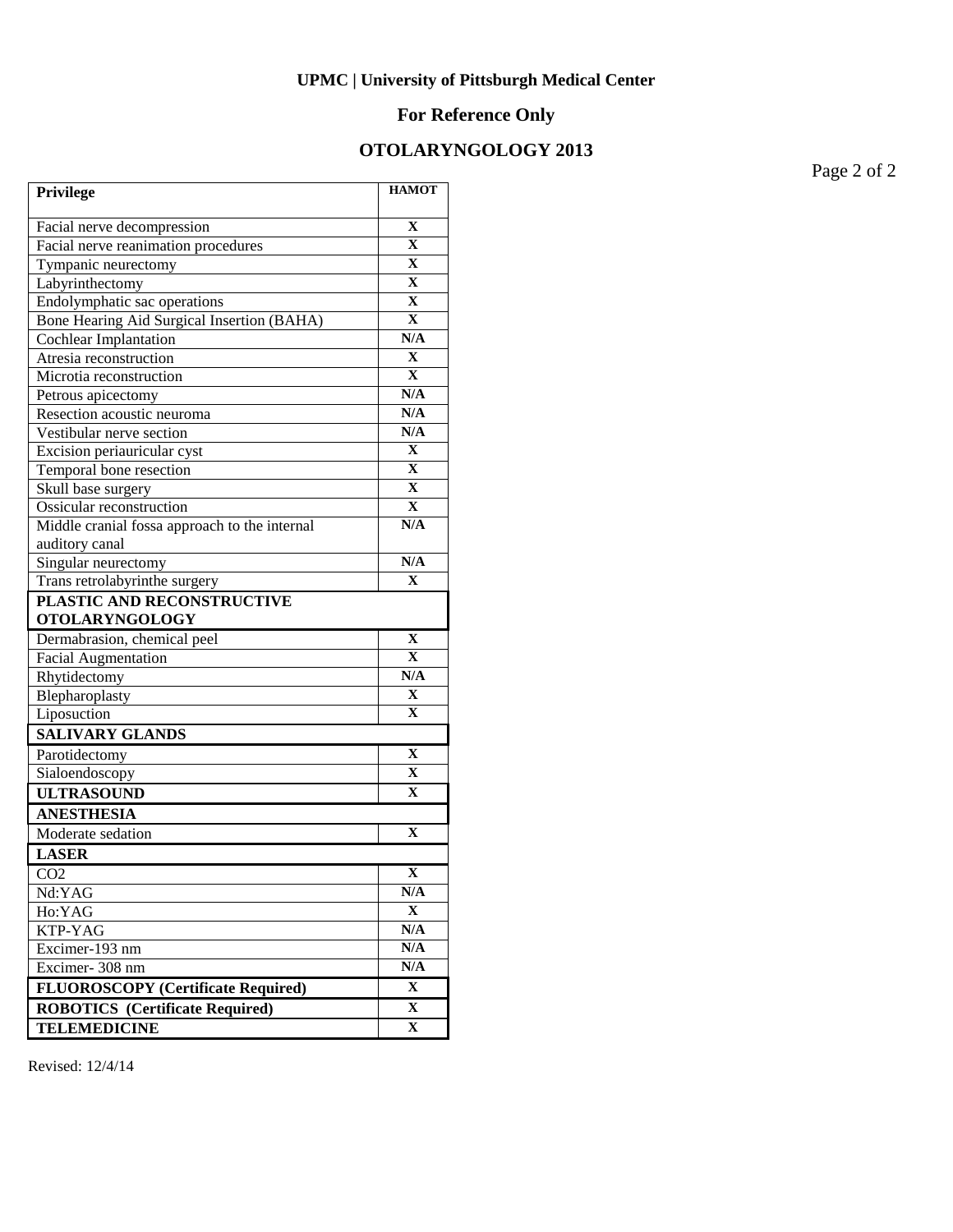**UPMC | University of Pittsburgh Medical Center**

**For Reference Only**

**OTOLARYNGOLOGY 2013**

| Privilege | HAMOT |
|---|---|
| Facial nerve decompression | X |
| Facial nerve reanimation procedures | X |
| Tympanic neurectomy | X |
| Labyrinthectomy | X |
| Endolymphatic sac operations | X |
| Bone Hearing Aid Surgical Insertion (BAHA) | X |
| Cochlear Implantation | N/A |
| Atresia reconstruction | X |
| Microtia reconstruction | X |
| Petrous apicectomy | N/A |
| Resection acoustic neuroma | N/A |
| Vestibular nerve section | N/A |
| Excision periauricular cyst | X |
| Temporal bone resection | X |
| Skull base surgery | X |
| Ossicular reconstruction | X |
| Middle cranial fossa approach to the internal auditory canal | N/A |
| Singular neurectomy | N/A |
| Trans retrolabyrinthe surgery | X |
| **PLASTIC AND RECONSTRUCTIVE OTOLARYNGOLOGY** | |
| Dermabrasion, chemical peel | X |
| Facial Augmentation | X |
| Rhytidectomy | N/A |
| Blepharoplasty | X |
| Liposuction | X |
| **SALIVARY GLANDS** | |
| Parotidectomy | X |
| Sialoendoscopy | X |
| **ULTRASOUND** | X |
| **ANESTHESIA** | |
| Moderate sedation | X |
| **LASER** | |
| $CO_2$ | X |
| Nd:YAG | N/A |
| Ho:YAG | X |
| KTP-YAG | N/A |
| Excimer-193 nm | N/A |
| Excimer- 308 nm | N/A |
| **FLUOROSCOPY (Certificate Required)** | X |
| **ROBOTICS (Certificate Required)** | X |
| **TELEMEDICINE** | X |

Revised: 12/4/14